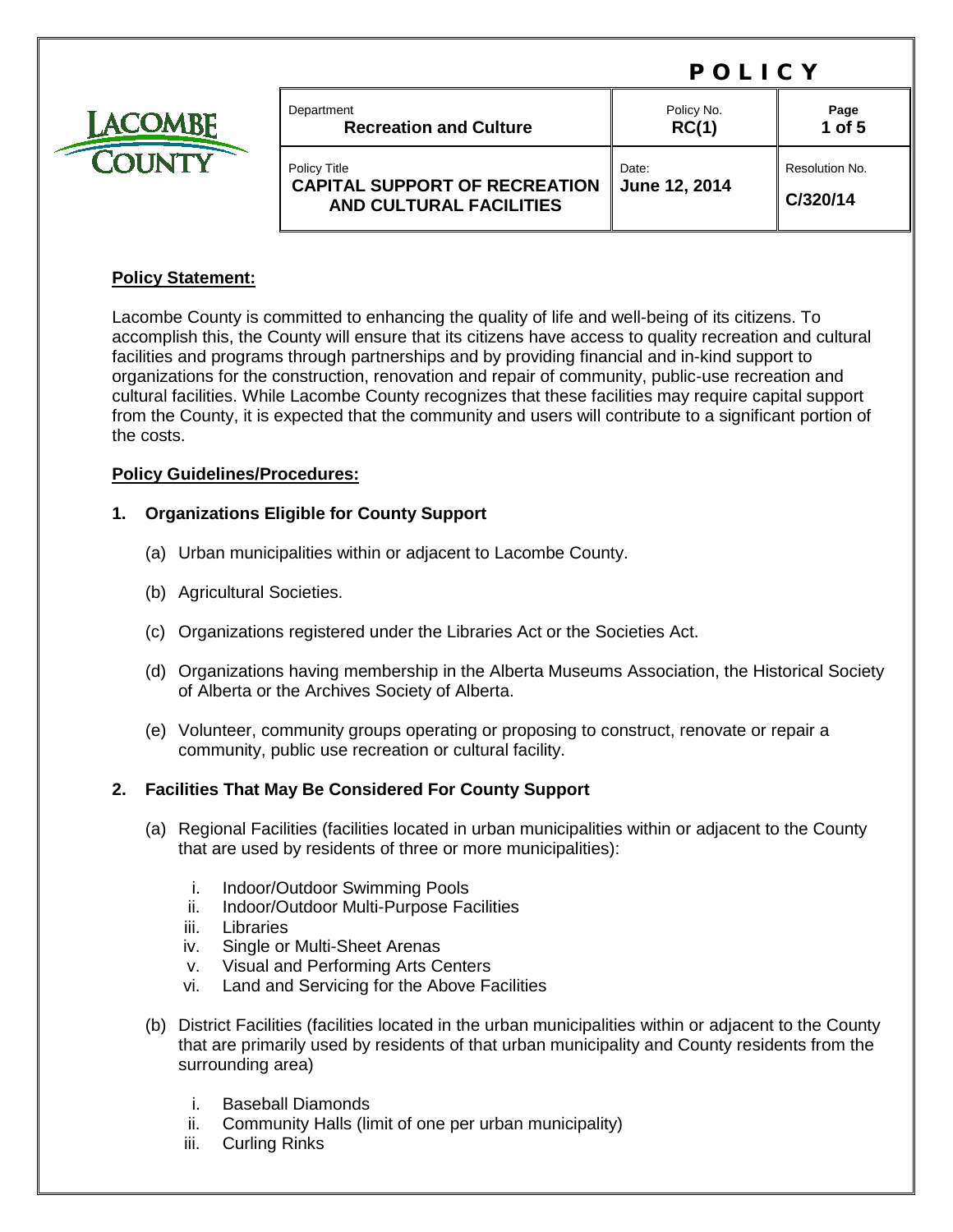# POLICY

| Department<br>**Recreation and Culture** | Policy No.<br>**RC(1)** | Page<br>**1 of 5** |
|---|---|---|
| Policy Title<br>**CAPITAL SUPPORT OF RECREATION AND CULTURAL FACILITIES** | Date:<br>**June 12, 2014** | Resolution No.<br>**C/320/14** |

**Policy Statement:**

Lacombe County is committed to enhancing the quality of life and well-being of its citizens. To accomplish this, the County will ensure that its citizens have access to quality recreation and cultural facilities and programs through partnerships and by providing financial and in-kind support to organizations for the construction, renovation and repair of community, public-use recreation and cultural facilities. While Lacombe County recognizes that these facilities may require capital support from the County, it is expected that the community and users will contribute to a significant portion of the costs.

**Policy Guidelines/Procedures:**

**1. Organizations Eligible for County Support**

(a) Urban municipalities within or adjacent to Lacombe County.

(b) Agricultural Societies.

(c) Organizations registered under the Libraries Act or the Societies Act.

(d) Organizations having membership in the Alberta Museums Association, the Historical Society of Alberta or the Archives Society of Alberta.

(e) Volunteer, community groups operating or proposing to construct, renovate or repair a community, public use recreation or cultural facility.

**2. Facilities That May Be Considered For County Support**

(a) Regional Facilities (facilities located in urban municipalities within or adjacent to the County that are used by residents of three or more municipalities):

i. Indoor/Outdoor Swimming Pools
ii. Indoor/Outdoor Multi-Purpose Facilities
iii. Libraries
iv. Single or Multi-Sheet Arenas
v. Visual and Performing Arts Centers
vi. Land and Servicing for the Above Facilities

(b) District Facilities (facilities located in the urban municipalities within or adjacent to the County that are primarily used by residents of that urban municipality and County residents from the surrounding area)

i. Baseball Diamonds
ii. Community Halls (limit of one per urban municipality)
iii. Curling Rinks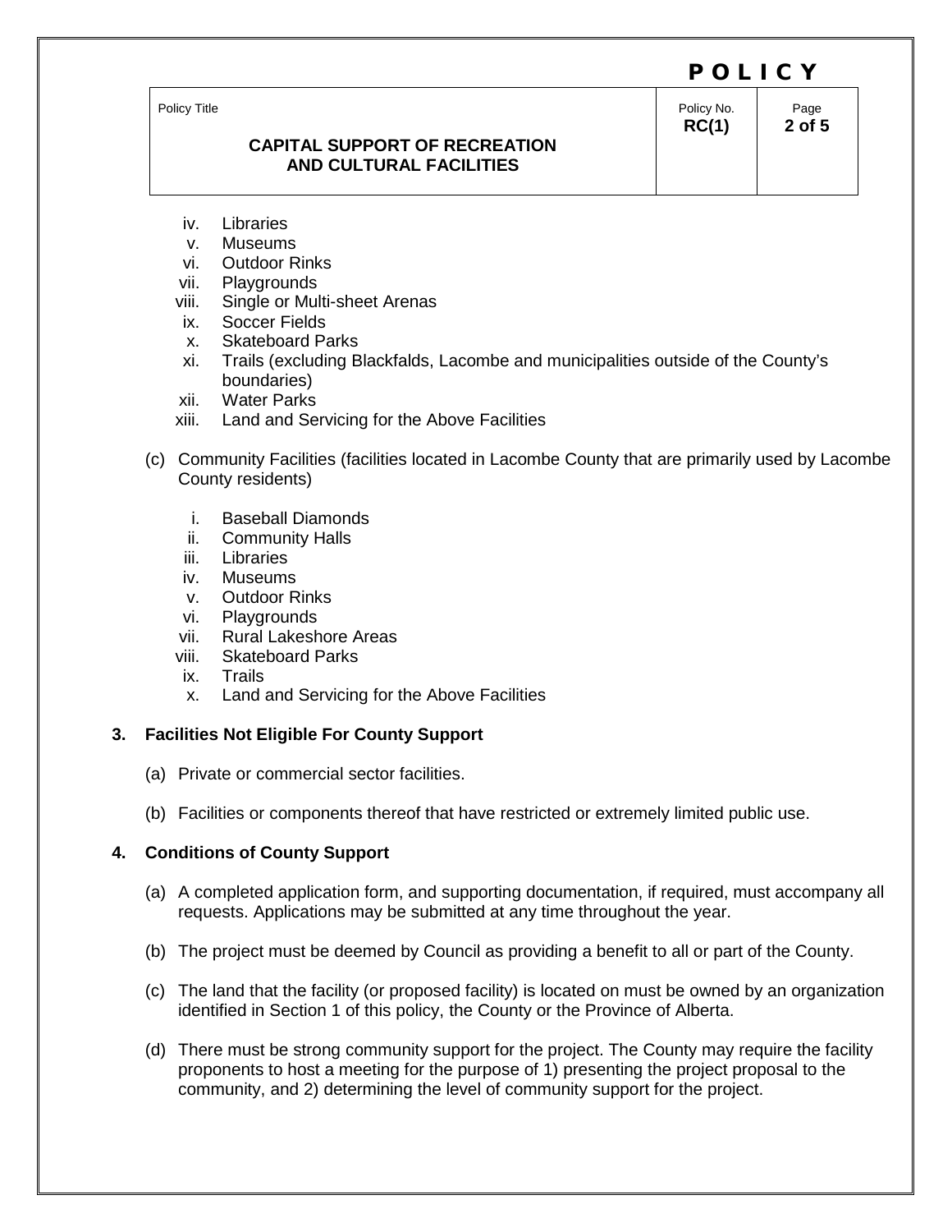iv. Libraries
v. Museums
vi. Outdoor Rinks
vii. Playgrounds
viii. Single or Multi-sheet Arenas
ix. Soccer Fields
x. Skateboard Parks
xi. Trails (excluding Blackfalds, Lacombe and municipalities outside of the County's boundaries)
xii. Water Parks
xiii. Land and Servicing for the Above Facilities

(c) Community Facilities (facilities located in Lacombe County that are primarily used by Lacombe County residents)

i. Baseball Diamonds
ii. Community Halls
iii. Libraries
iv. Museums
v. Outdoor Rinks
vi. Playgrounds
vii. Rural Lakeshore Areas
viii. Skateboard Parks
ix. Trails
x. Land and Servicing for the Above Facilities

**3. Facilities Not Eligible For County Support**

(a) Private or commercial sector facilities.

(b) Facilities or components thereof that have restricted or extremely limited public use.

**4. Conditions of County Support**

(a) A completed application form, and supporting documentation, if required, must accompany all requests. Applications may be submitted at any time throughout the year.

(b) The project must be deemed by Council as providing a benefit to all or part of the County.

(c) The land that the facility (or proposed facility) is located on must be owned by an organization identified in Section 1 of this policy, the County or the Province of Alberta.

(d) There must be strong community support for the project. The County may require the facility proponents to host a meeting for the purpose of 1) presenting the project proposal to the community, and 2) determining the level of community support for the project.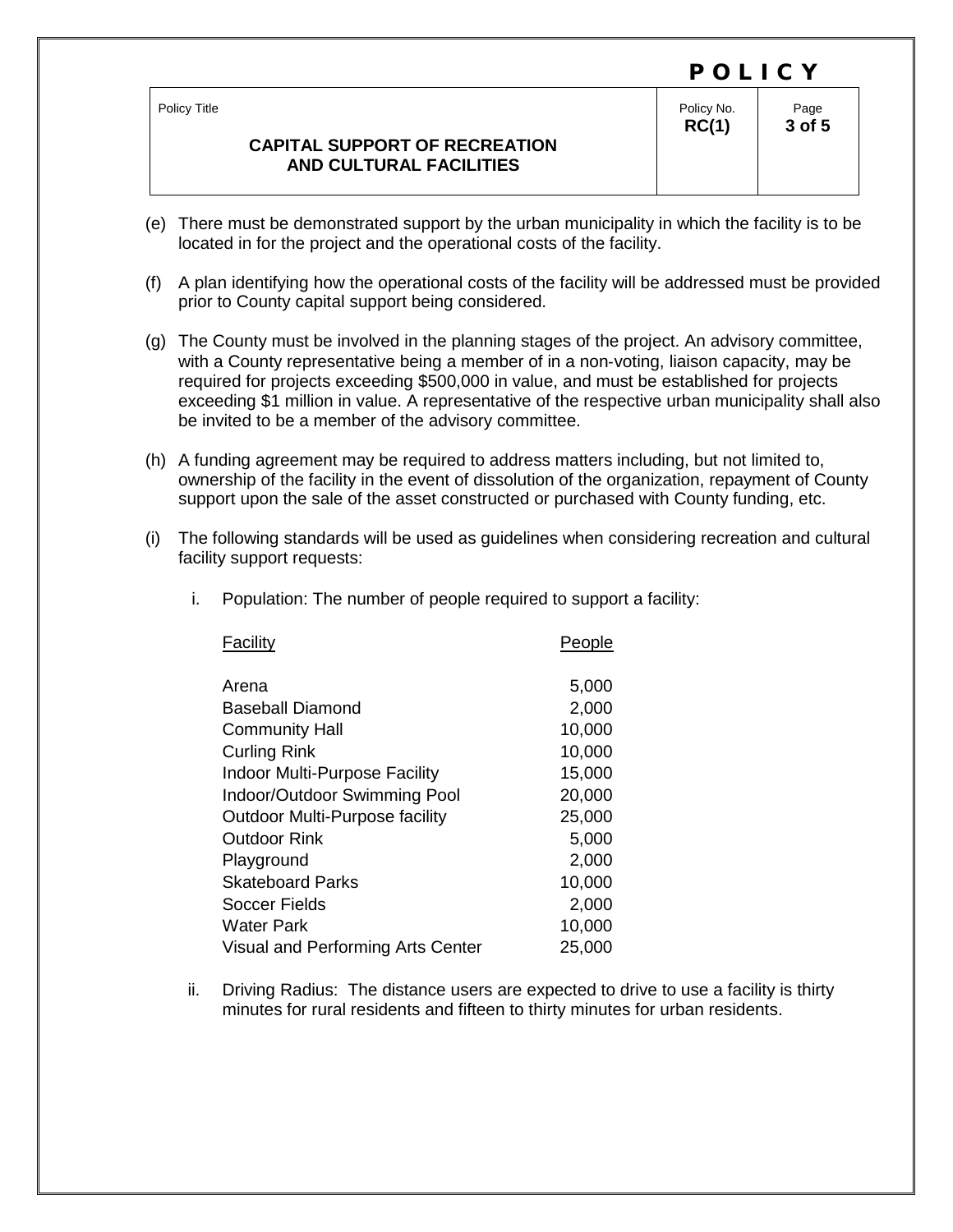(e) There must be demonstrated support by the urban municipality in which the facility is to be located in for the project and the operational costs of the facility.

(f) A plan identifying how the operational costs of the facility will be addressed must be provided prior to County capital support being considered.

(g) The County must be involved in the planning stages of the project. An advisory committee, with a County representative being a member of in a non-voting, liaison capacity, may be required for projects exceeding $500,000 in value, and must be established for projects exceeding $1 million in value. A representative of the respective urban municipality shall also be invited to be a member of the advisory committee.

(h) A funding agreement may be required to address matters including, but not limited to, ownership of the facility in the event of dissolution of the organization, repayment of County support upon the sale of the asset constructed or purchased with County funding, etc.

(i) The following standards will be used as guidelines when considering recreation and cultural facility support requests:

   i. Population: The number of people required to support a facility:

| Facility | People |
|---|---:|
| Arena | 5,000 |
| Baseball Diamond | 2,000 |
| Community Hall | 10,000 |
| Curling Rink | 10,000 |
| Indoor Multi-Purpose Facility | 15,000 |
| Indoor/Outdoor Swimming Pool | 20,000 |
| Outdoor Multi-Purpose facility | 25,000 |
| Outdoor Rink | 5,000 |
| Playground | 2,000 |
| Skateboard Parks | 10,000 |
| Soccer Fields | 2,000 |
| Water Park | 10,000 |
| Visual and Performing Arts Center | 25,000 |

   ii. Driving Radius: The distance users are expected to drive to use a facility is thirty minutes for rural residents and fifteen to thirty minutes for urban residents.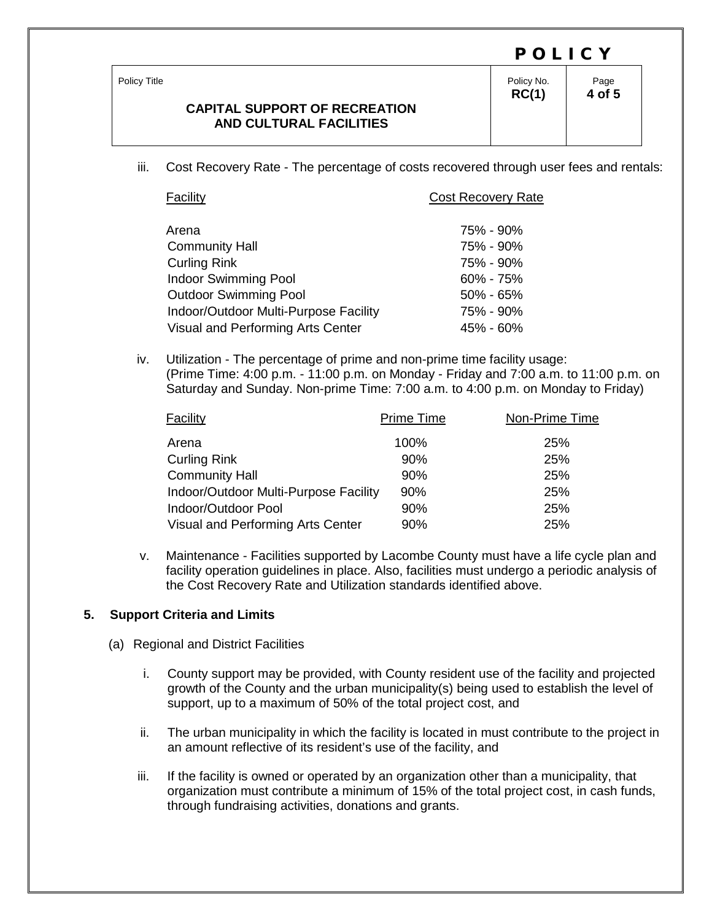iii. Cost Recovery Rate - The percentage of costs recovered through user fees and rentals:

| Facility | Cost Recovery Rate |
|---|---|
| Arena | 75% - 90% |
| Community Hall | 75% - 90% |
| Curling Rink | 75% - 90% |
| Indoor Swimming Pool | 60% - 75% |
| Outdoor Swimming Pool | 50% - 65% |
| Indoor/Outdoor Multi-Purpose Facility | 75% - 90% |
| Visual and Performing Arts Center | 45% - 60% |

iv. Utilization - The percentage of prime and non-prime time facility usage: (Prime Time: 4:00 p.m. - 11:00 p.m. on Monday - Friday and 7:00 a.m. to 11:00 p.m. on Saturday and Sunday. Non-prime Time: 7:00 a.m. to 4:00 p.m. on Monday to Friday)

| Facility | Prime Time | Non-Prime Time |
|---|---|---|
| Arena | 100% | 25% |
| Curling Rink | 90% | 25% |
| Community Hall | 90% | 25% |
| Indoor/Outdoor Multi-Purpose Facility | 90% | 25% |
| Indoor/Outdoor Pool | 90% | 25% |
| Visual and Performing Arts Center | 90% | 25% |

v. Maintenance - Facilities supported by Lacombe County must have a life cycle plan and facility operation guidelines in place. Also, facilities must undergo a periodic analysis of the Cost Recovery Rate and Utilization standards identified above.

**5. Support Criteria and Limits**

(a) Regional and District Facilities

i. County support may be provided, with County resident use of the facility and projected growth of the County and the urban municipality(s) being used to establish the level of support, up to a maximum of 50% of the total project cost, and

ii. The urban municipality in which the facility is located in must contribute to the project in an amount reflective of its resident's use of the facility, and

iii. If the facility is owned or operated by an organization other than a municipality, that organization must contribute a minimum of 15% of the total project cost, in cash funds, through fundraising activities, donations and grants.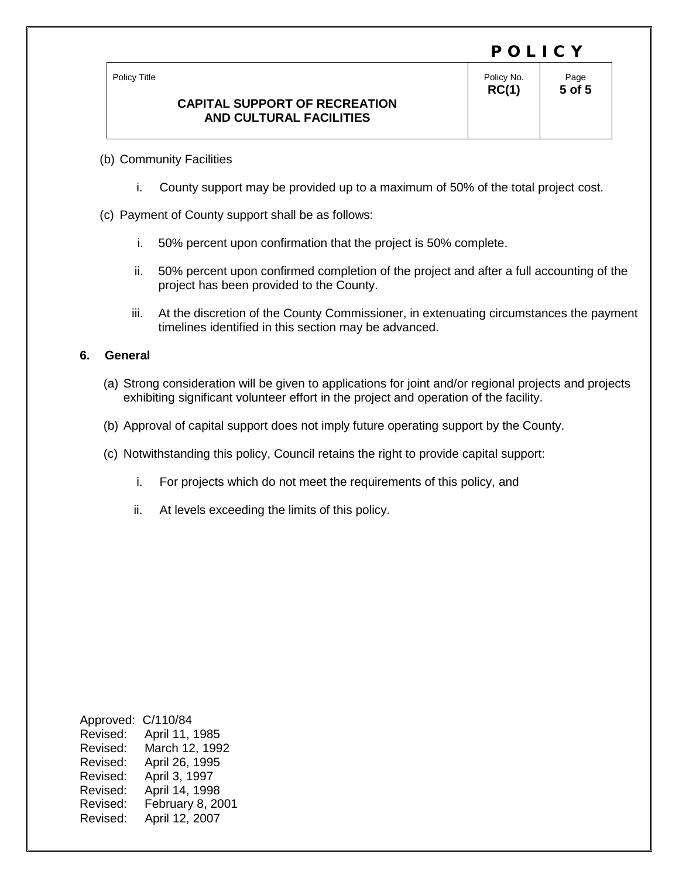(b) Community Facilities

i. County support may be provided up to a maximum of 50% of the total project cost.

(c) Payment of County support shall be as follows:

i. 50% percent upon confirmation that the project is 50% complete.

ii. 50% percent upon confirmed completion of the project and after a full accounting of the project has been provided to the County.

iii. At the discretion of the County Commissioner, in extenuating circumstances the payment timelines identified in this section may be advanced.

**6. General**

(a) Strong consideration will be given to applications for joint and/or regional projects and projects exhibiting significant volunteer effort in the project and operation of the facility.

(b) Approval of capital support does not imply future operating support by the County.

(c) Notwithstanding this policy, Council retains the right to provide capital support:

i. For projects which do not meet the requirements of this policy, and

ii. At levels exceeding the limits of this policy.

Approved: C/110/84
Revised: April 11, 1985
Revised: March 12, 1992
Revised: April 26, 1995
Revised: April 3, 1997
Revised: April 14, 1998
Revised: February 8, 2001
Revised: April 12, 2007